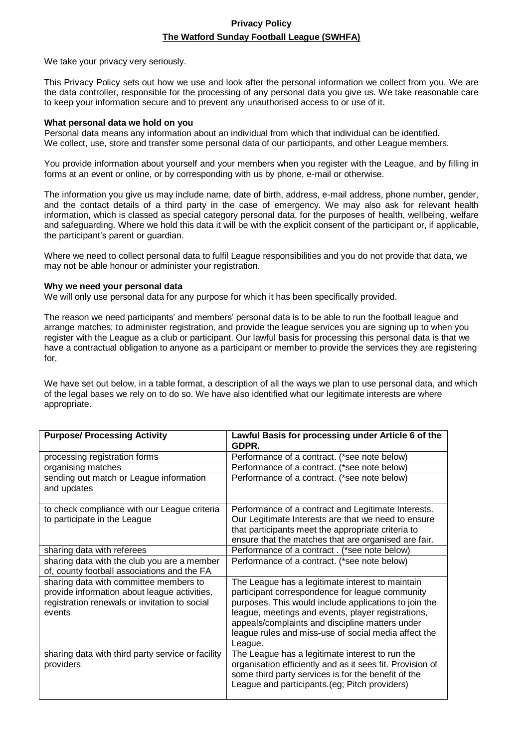# Privacy Policy

## The Watford Sunday Football League (SWHFA)

We take your privacy very seriously.

This Privacy Policy sets out how we use and look after the personal information we collect from you. We are the data controller, responsible for the processing of any personal data you give us. We take reasonable care to keep your information secure and to prevent any unauthorised access to or use of it.

**What personal data we hold on you**

Personal data means any information about an individual from which that individual can be identified.
We collect, use, store and transfer some personal data of our participants, and other League members.

You provide information about yourself and your members when you register with the League, and by filling in forms at an event or online, or by corresponding with us by phone, e-mail or otherwise.

The information you give us may include name, date of birth, address, e-mail address, phone number, gender, and the contact details of a third party in the case of emergency. We may also ask for relevant health information, which is classed as special category personal data, for the purposes of health, wellbeing, welfare and safeguarding. Where we hold this data it will be with the explicit consent of the participant or, if applicable, the participant's parent or guardian.

Where we need to collect personal data to fulfil League responsibilities and you do not provide that data, we may not be able honour or administer your registration.

**Why we need your personal data**

We will only use personal data for any purpose for which it has been specifically provided.

The reason we need participants' and members' personal data is to be able to run the football league and arrange matches; to administer registration, and provide the league services you are signing up to when you register with the League as a club or participant. Our lawful basis for processing this personal data is that we have a contractual obligation to anyone as a participant or member to provide the services they are registering for.

We have set out below, in a table format, a description of all the ways we plan to use personal data, and which of the legal bases we rely on to do so. We have also identified what our legitimate interests are where appropriate.

| **Purpose/ Processing Activity** | **Lawful Basis for processing under Article 6 of the GDPR.** |
|---|---|
| processing registration forms | Performance of a contract. (*see note below) |
| organising matches | Performance of a contract. (*see note below) |
| sending out match or League information and updates | Performance of a contract. (*see note below) |
| to check compliance with our League criteria to participate in the League | Performance of a contract and Legitimate Interests. Our Legitimate Interests are that we need to ensure that participants meet the appropriate criteria to ensure that the matches that are organised are fair. |
| sharing data with referees | Performance of a contract . (*see note below) |
| sharing data with the club you are a member of, county football associations and the FA | Performance of a contract. (*see note below) |
| sharing data with committee members to provide information about league activities, registration renewals or invitation to social events | The League has a legitimate interest to maintain participant correspondence for league community purposes. This would include applications to join the league, meetings and events, player registrations, appeals/complaints and discipline matters under league rules and miss-use of social media affect the League. |
| sharing data with third party service or facility providers | The League has a legitimate interest to run the organisation efficiently and as it sees fit. Provision of some third party services is for the benefit of the League and participants.(eg; Pitch providers) |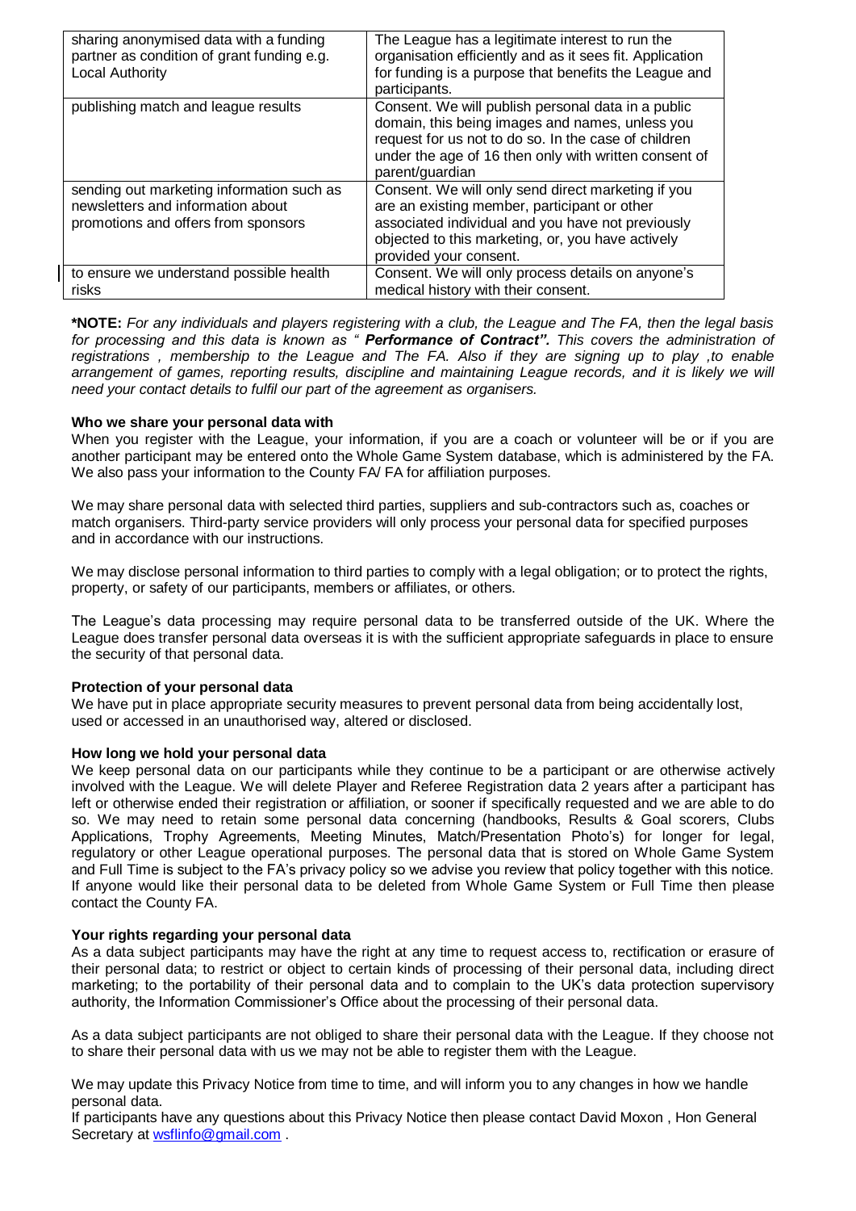| | |
|---|---|
| sharing anonymised data with a funding partner as condition of grant funding e.g. Local Authority | The League has a legitimate interest to run the organisation efficiently and as it sees fit. Application for funding is a purpose that benefits the League and participants. |
| publishing match and league results | Consent. We will publish personal data in a public domain, this being images and names, unless you request for us not to do so. In the case of children under the age of 16 then only with written consent of parent/guardian |
| sending out marketing information such as newsletters and information about promotions and offers from sponsors | Consent. We will only send direct marketing if you are an existing member, participant or other associated individual and you have not previously objected to this marketing, or, you have actively provided your consent. |
| to ensure we understand possible health risks | Consent. We will only process details on anyone's medical history with their consent. |

**\*NOTE:** *For any individuals and players registering with a club, the League and The FA, then the legal basis for processing and this data is known as "* ***Performance of Contract".*** *This covers the administration of registrations , membership to the League and The FA. Also if they are signing up to play ,to enable arrangement of games, reporting results, discipline and maintaining League records, and it is likely we will need your contact details to fulfil our part of the agreement as organisers.*

**Who we share your personal data with**

When you register with the League, your information, if you are a coach or volunteer will be or if you are another participant may be entered onto the Whole Game System database, which is administered by the FA. We also pass your information to the County FA/ FA for affiliation purposes.

We may share personal data with selected third parties, suppliers and sub-contractors such as, coaches or match organisers. Third-party service providers will only process your personal data for specified purposes and in accordance with our instructions.

We may disclose personal information to third parties to comply with a legal obligation; or to protect the rights, property, or safety of our participants, members or affiliates, or others.

The League's data processing may require personal data to be transferred outside of the UK. Where the League does transfer personal data overseas it is with the sufficient appropriate safeguards in place to ensure the security of that personal data.

**Protection of your personal data**

We have put in place appropriate security measures to prevent personal data from being accidentally lost, used or accessed in an unauthorised way, altered or disclosed.

**How long we hold your personal data**

We keep personal data on our participants while they continue to be a participant or are otherwise actively involved with the League. We will delete Player and Referee Registration data 2 years after a participant has left or otherwise ended their registration or affiliation, or sooner if specifically requested and we are able to do so. We may need to retain some personal data concerning (handbooks, Results & Goal scorers, Clubs Applications, Trophy Agreements, Meeting Minutes, Match/Presentation Photo's) for longer for legal, regulatory or other League operational purposes. The personal data that is stored on Whole Game System and Full Time is subject to the FA's privacy policy so we advise you review that policy together with this notice. If anyone would like their personal data to be deleted from Whole Game System or Full Time then please contact the County FA.

**Your rights regarding your personal data**

As a data subject participants may have the right at any time to request access to, rectification or erasure of their personal data; to restrict or object to certain kinds of processing of their personal data, including direct marketing; to the portability of their personal data and to complain to the UK's data protection supervisory authority, the Information Commissioner's Office about the processing of their personal data.

As a data subject participants are not obliged to share their personal data with the League. If they choose not to share their personal data with us we may not be able to register them with the League.

We may update this Privacy Notice from time to time, and will inform you to any changes in how we handle personal data.

If participants have any questions about this Privacy Notice then please contact David Moxon , Hon General Secretary at wsflinfo@gmail.com .